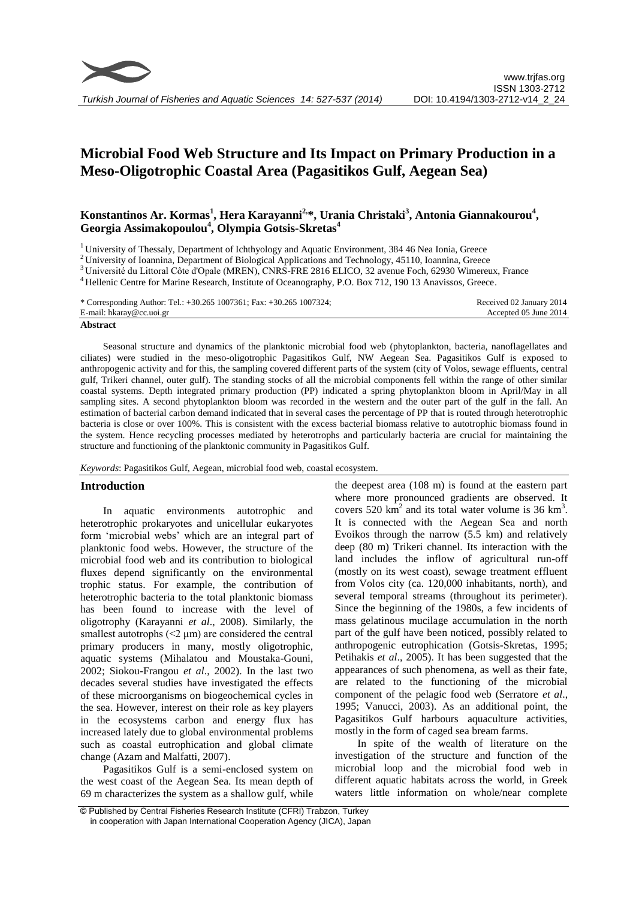# Microbial Food Web Structure and Its Impact on Primary Production in a Meso-Oligotrophic Coastal Area (Pagasitikos Gulf, Aegean Sea)

**Konstantinos Ar. Kormas[1], Hera Karayanni[2,*], Urania Christaki[3], Antonia Giannakourou[4], Georgia Assimakopoulou[4], Olympia Gotsis-Skretas[4]**

[1] University of Thessaly, Department of Ichthyology and Aquatic Environment, 384 46 Nea Ionia, Greece
[2] University of Ioannina, Department of Biological Applications and Technology, 45110, Ioannina, Greece
[3] Université du Littoral Côte d'Opale (MREN), CNRS-FRE 2816 ELICO, 32 avenue Foch, 62930 Wimereux, France
[4] Hellenic Centre for Marine Research, Institute of Oceanography, P.O. Box 712, 190 13 Anavissos, Greece.

\* Corresponding Author: Tel.: +30.265 1007361; Fax: +30.265 1007324;
E-mail: hkaray@cc.uoi.gr

Received 02 January 2014
Accepted 05 June 2014

## Abstract

Seasonal structure and dynamics of the planktonic microbial food web (phytoplankton, bacteria, nanoflagellates and ciliates) were studied in the meso-oligotrophic Pagasitikos Gulf, NW Aegean Sea. Pagasitikos Gulf is exposed to anthropogenic activity and for this, the sampling covered different parts of the system (city of Volos, sewage effluents, central gulf, Trikeri channel, outer gulf). The standing stocks of all the microbial components fell within the range of other similar coastal systems. Depth integrated primary production (PP) indicated a spring phytoplankton bloom in April/May in all sampling sites. A second phytoplankton bloom was recorded in the western and the outer part of the gulf in the fall. An estimation of bacterial carbon demand indicated that in several cases the percentage of PP that is routed through heterotrophic bacteria is close or over 100%. This is consistent with the excess bacterial biomass relative to autotrophic biomass found in the system. Hence recycling processes mediated by heterotrophs and particularly bacteria are crucial for maintaining the structure and functioning of the planktonic community in Pagasitikos Gulf.

*Keywords*: Pagasitikos Gulf, Aegean, microbial food web, coastal ecosystem.

## Introduction

In aquatic environments autotrophic and heterotrophic prokaryotes and unicellular eukaryotes form 'microbial webs' which are an integral part of planktonic food webs. However, the structure of the microbial food web and its contribution to biological fluxes depend significantly on the environmental trophic status. For example, the contribution of heterotrophic bacteria to the total planktonic biomass has been found to increase with the level of oligotrophy (Karayanni *et al*., 2008). Similarly, the smallest autotrophs (<2 µm) are considered the central primary producers in many, mostly oligotrophic, aquatic systems (Mihalatou and Moustaka-Gouni, 2002; Siokou-Frangou *et al*., 2002). In the last two decades several studies have investigated the effects of these microorganisms on biogeochemical cycles in the sea. However, interest on their role as key players in the ecosystems carbon and energy flux has increased lately due to global environmental problems such as coastal eutrophication and global climate change (Azam and Malfatti, 2007).

Pagasitikos Gulf is a semi-enclosed system on the west coast of the Aegean Sea. Its mean depth of 69 m characterizes the system as a shallow gulf, while the deepest area (108 m) is found at the eastern part where more pronounced gradients are observed. It covers 520 km$^2$ and its total water volume is 36 km$^3$. It is connected with the Aegean Sea and north Evoikos through the narrow (5.5 km) and relatively deep (80 m) Trikeri channel. Its interaction with the land includes the inflow of agricultural run-off (mostly on its west coast), sewage treatment effluent from Volos city (ca. 120,000 inhabitants, north), and several temporal streams (throughout its perimeter). Since the beginning of the 1980s, a few incidents of mass gelatinous mucilage accumulation in the north part of the gulf have been noticed, possibly related to anthropogenic eutrophication (Gotsis-Skretas, 1995; Petihakis *et al*., 2005). It has been suggested that the appearances of such phenomena, as well as their fate, are related to the functioning of the microbial component of the pelagic food web (Serratore *et al*., 1995; Vanucci, 2003). As an additional point, the Pagasitikos Gulf harbours aquaculture activities, mostly in the form of caged sea bream farms.

In spite of the wealth of literature on the investigation of the structure and function of the microbial loop and the microbial food web in different aquatic habitats across the world, in Greek waters little information on whole/near complete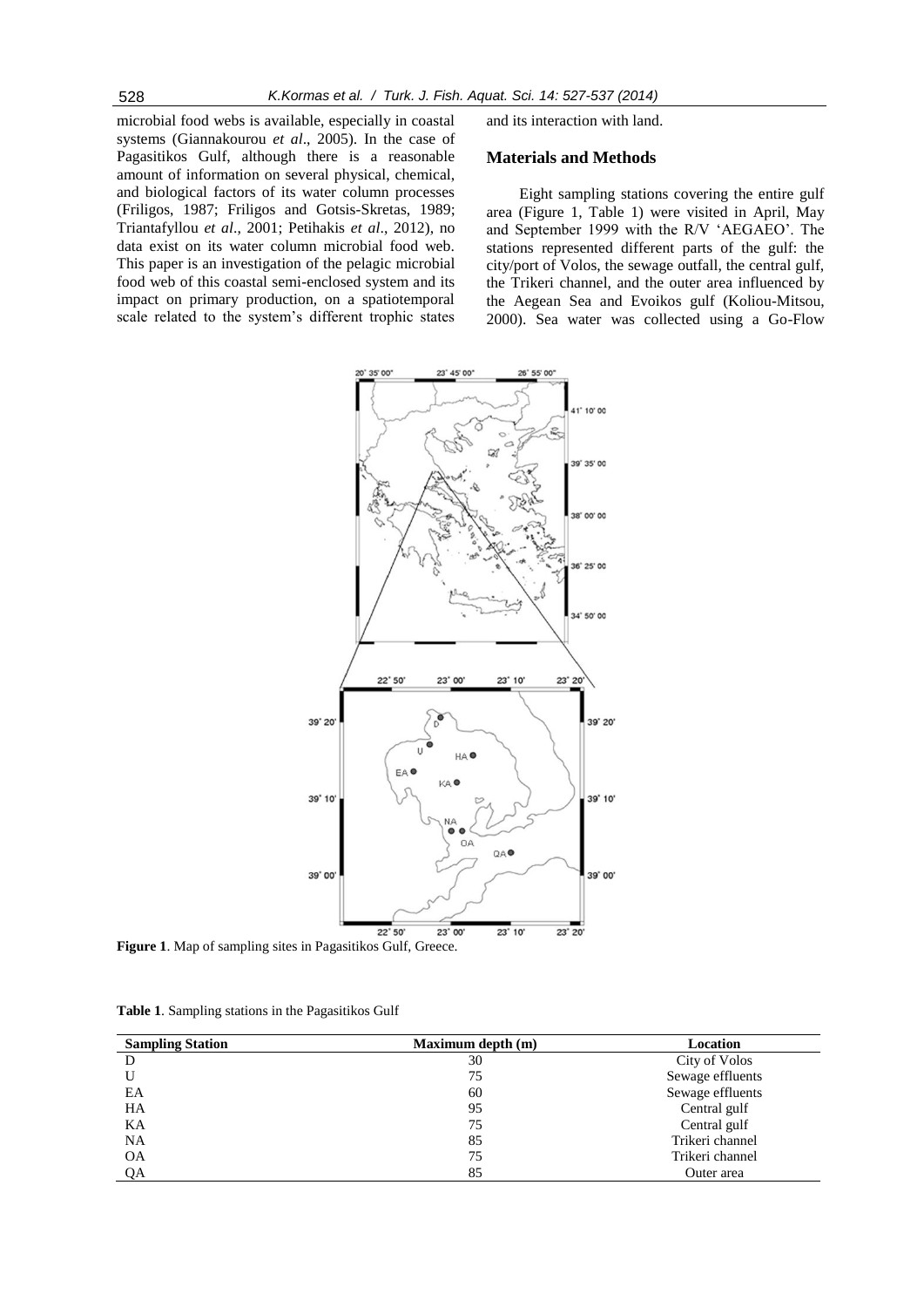microbial food webs is available, especially in coastal systems (Giannakourou *et al*., 2005). In the case of Pagasitikos Gulf, although there is a reasonable amount of information on several physical, chemical, and biological factors of its water column processes (Friligos, 1987; Friligos and Gotsis-Skretas, 1989; Triantafyllou *et al*., 2001; Petihakis *et al*., 2012), no data exist on its water column microbial food web. This paper is an investigation of the pelagic microbial food web of this coastal semi-enclosed system and its impact on primary production, on a spatiotemporal scale related to the system's different trophic states and its interaction with land.

## Materials and Methods

Eight sampling stations covering the entire gulf area (Figure 1, Table 1) were visited in April, May and September 1999 with the R/V 'AEGAEO'. The stations represented different parts of the gulf: the city/port of Volos, the sewage outfall, the central gulf, the Trikeri channel, and the outer area influenced by the Aegean Sea and Evoikos gulf (Koliou-Mitsou, 2000). Sea water was collected using a Go-Flow

**Figure 1**. Map of sampling sites in Pagasitikos Gulf, Greece.

**Table 1**. Sampling stations in the Pagasitikos Gulf

| Sampling Station | Maximum depth (m) | Location |
|---|---|---|
| D | 30 | City of Volos |
| U | 75 | Sewage effluents |
| EA | 60 | Sewage effluents |
| HA | 95 | Central gulf |
| KA | 75 | Central gulf |
| NA | 85 | Trikeri channel |
| OA | 75 | Trikeri channel |
| QA | 85 | Outer area |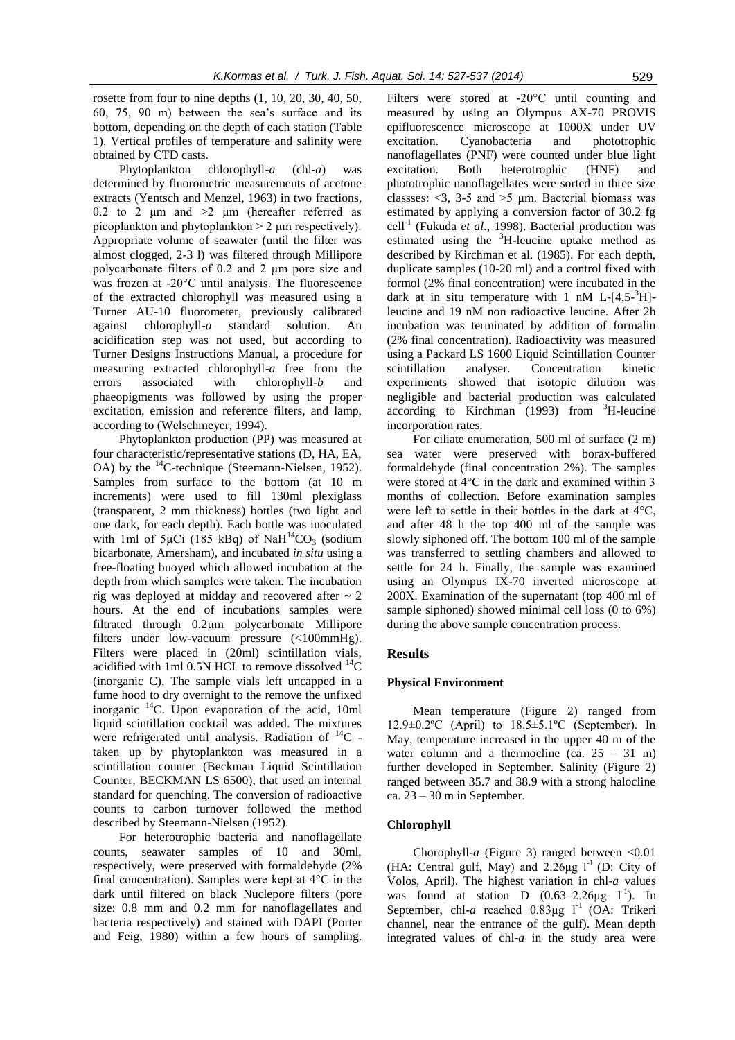rosette from four to nine depths (1, 10, 20, 30, 40, 50, 60, 75, 90 m) between the sea's surface and its bottom, depending on the depth of each station (Table 1). Vertical profiles of temperature and salinity were obtained by CTD casts.

Phytoplankton chlorophyll-*a* (chl-*a*) was determined by fluorometric measurements of acetone extracts (Yentsch and Menzel, 1963) in two fractions, 0.2 to 2 μm and >2 μm (hereafter referred as picoplankton and phytoplankton > 2 μm respectively). Appropriate volume of seawater (until the filter was almost clogged, 2-3 l) was filtered through Millipore polycarbonate filters of 0.2 and 2 μm pore size and was frozen at -20°C until analysis. The fluorescence of the extracted chlorophyll was measured using a Turner AU-10 fluorometer, previously calibrated against chlorophyll-*a* standard solution. An acidification step was not used, but according to Turner Designs Instructions Manual, a procedure for measuring extracted chlorophyll-*a* free from the errors associated with chlorophyll-*b* and phaeopigments was followed by using the proper excitation, emission and reference filters, and lamp, according to (Welschmeyer, 1994).

Phytoplankton production (PP) was measured at four characteristic/representative stations (D, HA, EA, OA) by the $^{14}C$-technique (Steemann-Nielsen, 1952). Samples from surface to the bottom (at 10 m increments) were used to fill 130ml plexiglass (transparent, 2 mm thickness) bottles (two light and one dark, for each depth). Each bottle was inoculated with 1ml of 5μCi (185 kBq) of $NaH^{14}CO_3$ (sodium bicarbonate, Amersham), and incubated *in situ* using a free-floating buoyed which allowed incubation at the depth from which samples were taken. The incubation rig was deployed at midday and recovered after ~ 2 hours. At the end of incubations samples were filtrated through 0.2μm polycarbonate Millipore filters under low-vacuum pressure (<100mmHg). Filters were placed in (20ml) scintillation vials, acidified with 1ml 0.5N HCL to remove dissolved $^{14}C$ (inorganic C). The sample vials left uncapped in a fume hood to dry overnight to the remove the unfixed inorganic $^{14}C$. Upon evaporation of the acid, 10ml liquid scintillation cocktail was added. The mixtures were refrigerated until analysis. Radiation of $^{14}C$ - taken up by phytoplankton was measured in a scintillation counter (Beckman Liquid Scintillation Counter, BECKMAN LS 6500), that used an internal standard for quenching. The conversion of radioactive counts to carbon turnover followed the method described by Steemann-Nielsen (1952).

For heterotrophic bacteria and nanoflagellate counts, seawater samples of 10 and 30ml, respectively, were preserved with formaldehyde (2% final concentration). Samples were kept at 4°C in the dark until filtered on black Nuclepore filters (pore size: 0.8 mm and 0.2 mm for nanoflagellates and bacteria respectively) and stained with DAPI (Porter and Feig, 1980) within a few hours of sampling. Filters were stored at -20°C until counting and measured by using an Olympus AX-70 PROVIS epifluorescence microscope at 1000X under UV excitation. Cyanobacteria and phototrophic nanoflagellates (PNF) were counted under blue light excitation. Both heterotrophic (HNF) and phototrophic nanoflagellates were sorted in three size classses: <3, 3-5 and >5 μm. Bacterial biomass was estimated by applying a conversion factor of 30.2 fg $cell^{-1}$ (Fukuda *et al*., 1998). Bacterial production was estimated using the $^{3}H$-leucine uptake method as described by Kirchman et al. (1985). For each depth, duplicate samples (10-20 ml) and a control fixed with formol (2% final concentration) were incubated in the dark at in situ temperature with 1 nM L-[4,5-$^{3}H$]-leucine and 19 nM non radioactive leucine. After 2h incubation was terminated by addition of formalin (2% final concentration). Radioactivity was measured using a Packard LS 1600 Liquid Scintillation Counter scintillation analyser. Concentration kinetic experiments showed that isotopic dilution was negligible and bacterial production was calculated according to Kirchman (1993) from $^{3}H$-leucine incorporation rates.

For ciliate enumeration, 500 ml of surface (2 m) sea water were preserved with borax-buffered formaldehyde (final concentration 2%). The samples were stored at 4°C in the dark and examined within 3 months of collection. Before examination samples were left to settle in their bottles in the dark at 4°C, and after 48 h the top 400 ml of the sample was slowly siphoned off. The bottom 100 ml of the sample was transferred to settling chambers and allowed to settle for 24 h. Finally, the sample was examined using an Olympus IX-70 inverted microscope at 200X. Examination of the supernatant (top 400 ml of sample siphoned) showed minimal cell loss (0 to 6%) during the above sample concentration process.

## Results

### Physical Environment

Mean temperature (Figure 2) ranged from 12.9±0.2ºC (April) to 18.5±5.1ºC (September). In May, temperature increased in the upper 40 m of the water column and a thermocline (ca. 25 – 31 m) further developed in September. Salinity (Figure 2) ranged between 35.7 and 38.9 with a strong halocline ca. 23 – 30 m in September.

### Chlorophyll

Chorophyll-*a* (Figure 3) ranged between <0.01 (HA: Central gulf, May) and 2.26μg $l^{-1}$ (D: City of Volos, April). The highest variation in chl-*a* values was found at station D (0.63–2.26μg $l^{-1}$). In September, chl-*a* reached 0.83μg $l^{-1}$ (OA: Trikeri channel, near the entrance of the gulf). Mean depth integrated values of chl-*a* in the study area were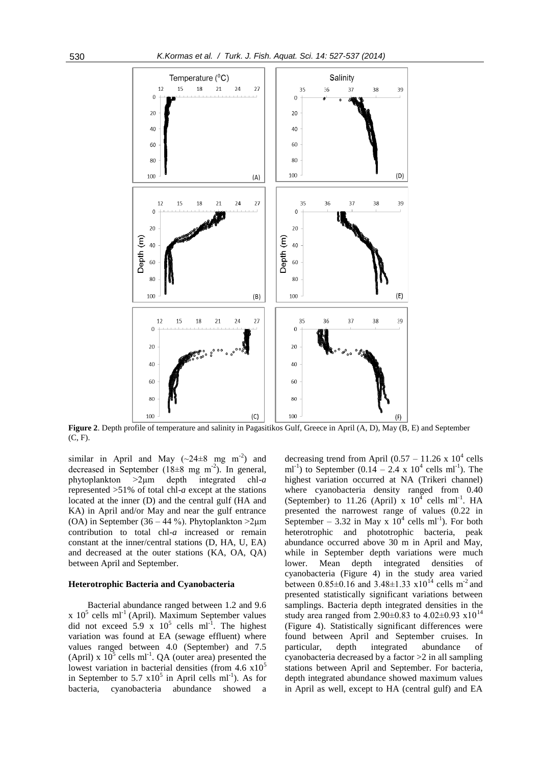**Figure 2**. Depth profile of temperature and salinity in Pagasitikos Gulf, Greece in April (A, D), May (B, E) and September (C, F).

similar in April and May (~24±8 mg $m^{-2}$) and decreased in September (18±8 mg $m^{-2}$). In general, phytoplankton >2μm depth integrated chl-*a* represented >51% of total chl-*a* except at the stations located at the inner (D) and the central gulf (HA and KA) in April and/or May and near the gulf entrance (OA) in September (36 – 44 %). Phytoplankton >2μm contribution to total chl-*a* increased or remain constant at the inner/central stations (D, HA, U, EA) and decreased at the outer stations (KA, OA, QA) between April and September.

### Heterotrophic Bacteria and Cyanobacteria

Bacterial abundance ranged between 1.2 and 9.6 x $10^5$ cells $ml^{-1}$ (April). Maximum September values did not exceed 5.9 x $10^5$ cells $ml^{-1}$. The highest variation was found at EA (sewage effluent) where values ranged between 4.0 (September) and 7.5 (April) x $10^5$ cells $ml^{-1}$. QA (outer area) presented the lowest variation in bacterial densities (from 4.6 x$10^5$ in September to 5.7 x$10^5$ in April cells $ml^{-1}$). As for bacteria, cyanobacteria abundance showed a decreasing trend from April (0.57 – 11.26 x $10^4$ cells $ml^{-1}$) to September (0.14 – 2.4 x $10^4$ cells $ml^{-1}$). The highest variation occurred at NA (Trikeri channel) where cyanobacteria density ranged from 0.40 (September) to 11.26 (April) x $10^4$ cells $ml^{-1}$. HA presented the narrowest range of values (0.22 in September – 3.32 in May x $10^4$ cells $ml^{-1}$). For both heterotrophic and phototrophic bacteria, peak abundance occurred above 30 m in April and May, while in September depth variations were much lower. Mean depth integrated densities of cyanobacteria (Figure 4) in the study area varied between 0.85±0.16 and 3.48±1.33 x$10^{14}$ cells $m^{-2}$ and presented statistically significant variations between samplings. Bacteria depth integrated densities in the study area ranged from 2.90±0.83 to 4.02±0.93 x$10^{14}$ (Figure 4). Statistically significant differences were found between April and September cruises. In particular, depth integrated abundance of cyanobacteria decreased by a factor >2 in all sampling stations between April and September. For bacteria, depth integrated abundance showed maximum values in April as well, except to HA (central gulf) and EA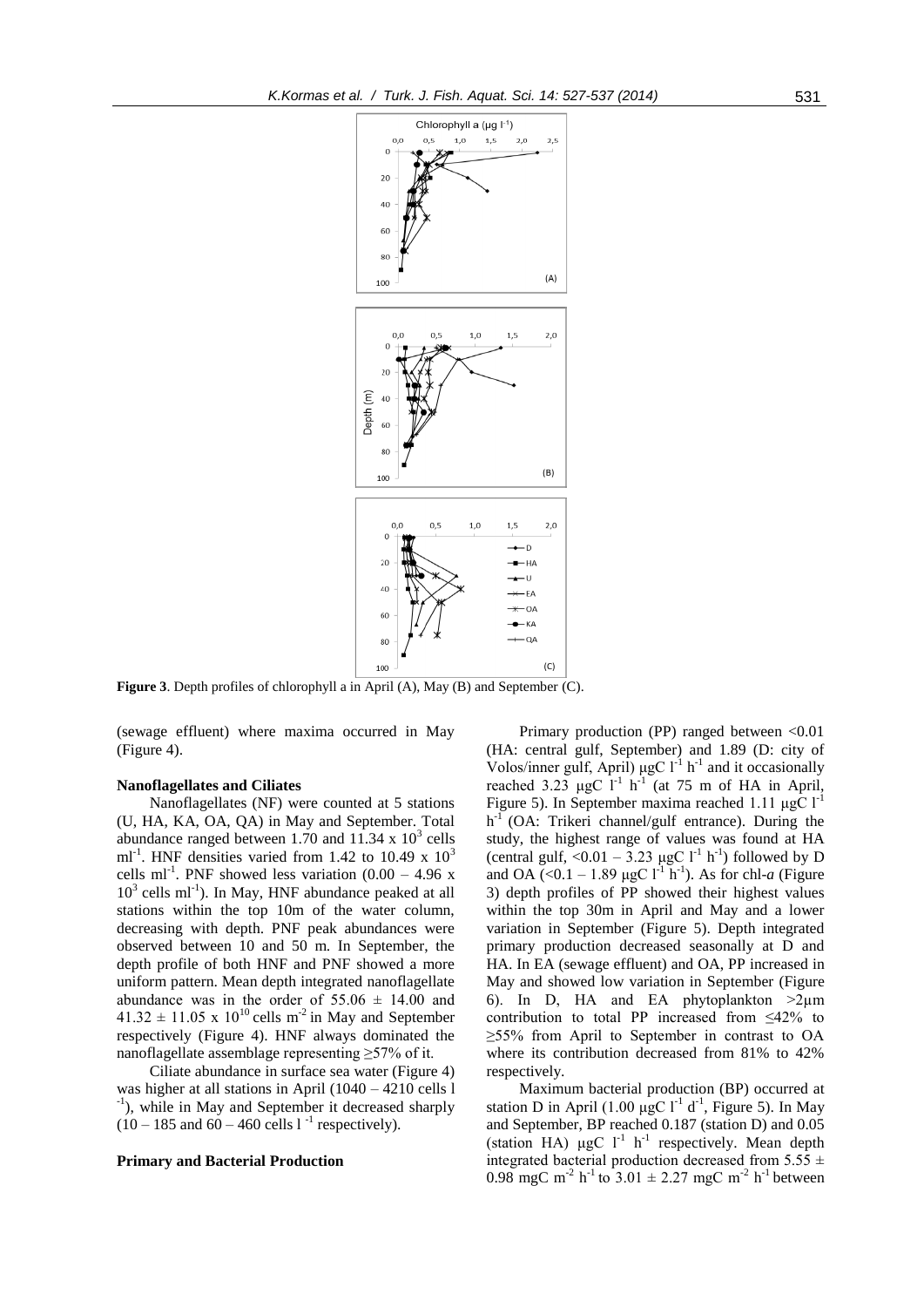**Figure 3**. Depth profiles of chlorophyll a in April (A), May (B) and September (C).

(sewage effluent) where maxima occurred in May (Figure 4).

#### Nanoflagellates and Ciliates

Nanoflagellates (NF) were counted at 5 stations (U, HA, KA, OA, QA) in May and September. Total abundance ranged between 1.70 and 11.34 x $10^3$ cells $ml^{-1}$. HNF densities varied from 1.42 to 10.49 x $10^3$ cells $ml^{-1}$. PNF showed less variation (0.00 – 4.96 x $10^3$ cells $ml^{-1}$). In May, HNF abundance peaked at all stations within the top 10m of the water column, decreasing with depth. PNF peak abundances were observed between 10 and 50 m. In September, the depth profile of both HNF and PNF showed a more uniform pattern. Mean depth integrated nanoflagellate abundance was in the order of 55.06 ± 14.00 and 41.32 ± 11.05 x $10^{10}$ cells $m^{-2}$ in May and September respectively (Figure 4). HNF always dominated the nanoflagellate assemblage representing ≥57% of it.

Ciliate abundance in surface sea water (Figure 4) was higher at all stations in April (1040 – 4210 cells $l^{-1}$), while in May and September it decreased sharply (10 – 185 and 60 – 460 cells $l^{-1}$ respectively).

#### Primary and Bacterial Production

Primary production (PP) ranged between <0.01 (HA: central gulf, September) and 1.89 (D: city of Volos/inner gulf, April) μgC $l^{-1}$ $h^{-1}$ and it occasionally reached 3.23 μgC $l^{-1}$ $h^{-1}$ (at 75 m of HA in April, Figure 5). In September maxima reached 1.11 μgC $l^{-1}$ $h^{-1}$ (OA: Trikeri channel/gulf entrance). During the study, the highest range of values was found at HA (central gulf, <0.01 – 3.23 μgC $l^{-1}$ $h^{-1}$) followed by D and OA (<0.1 – 1.89 μgC $l^{-1}$ $h^{-1}$). As for chl-*a* (Figure 3) depth profiles of PP showed their highest values within the top 30m in April and May and a lower variation in September (Figure 5). Depth integrated primary production decreased seasonally at D and HA. In EA (sewage effluent) and OA, PP increased in May and showed low variation in September (Figure 6). In D, HA and EA phytoplankton >2μm contribution to total PP increased from ≤42% to ≥55% from April to September in contrast to OA where its contribution decreased from 81% to 42% respectively.

Maximum bacterial production (BP) occurred at station D in April (1.00 μgC $l^{-1}$ $d^{-1}$, Figure 5). In May and September, BP reached 0.187 (station D) and 0.05 (station HA) μgC $l^{-1}$ $h^{-1}$ respectively. Mean depth integrated bacterial production decreased from 5.55 ± 0.98 mgC $m^{-2}$ $h^{-1}$ to 3.01 ± 2.27 mgC $m^{-2}$ $h^{-1}$ between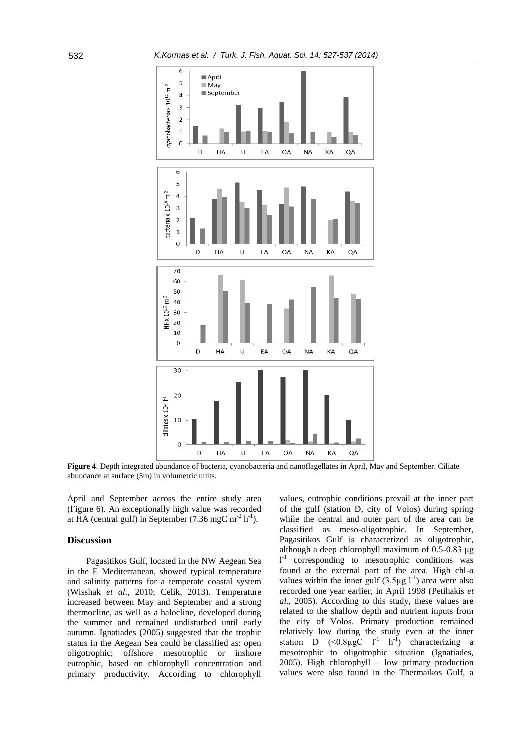**Figure 4**. Depth integrated abundance of bacteria, cyanobacteria and nanoflagellates in April, May and September. Ciliate abundance at surface (5m) in volumetric units.

April and September across the entire study area (Figure 6). An exceptionally high value was recorded at HA (central gulf) in September (7.36 mgC $m^{-2}$ $h^{-1}$).

## Discussion

Pagasitikos Gulf, located in the NW Aegean Sea in the E Mediterranean, showed typical temperature and salinity patterns for a temperate coastal system (Wisshak *et al*., 2010; Celik, 2013). Temperature increased between May and September and a strong thermocline, as well as a halocline, developed during the summer and remained undisturbed until early autumn. Ignatiades (2005) suggested that the trophic status in the Aegean Sea could be classified as: open oligotrophic; offshore mesotrophic or inshore eutrophic, based on chlorophyll concentration and primary productivity. According to chlorophyll values, eutrophic conditions prevail at the inner part of the gulf (station D, city of Volos) during spring while the central and outer part of the area can be classified as meso-oligotrophic. In September, Pagasitikos Gulf is characterized as oligotrophic, although a deep chlorophyll maximum of 0.5-0.83 μg $l^{-1}$ corresponding to mesotrophic conditions was found at the external part of the area. High chl-*a* values within the inner gulf (3.5μg $l^{-1}$) area were also recorded one year earlier, in April 1998 (Petihakis *et al*., 2005). According to this study, these values are related to the shallow depth and nutrient inputs from the city of Volos. Primary production remained relatively low during the study even at the inner station D (<0.8μgC $l^{-1}$ $h^{-1}$) characterizing a mesotrophic to oligotrophic situation (Ignatiades, 2005). High chlorophyll – low primary production values were also found in the Thermaikos Gulf, a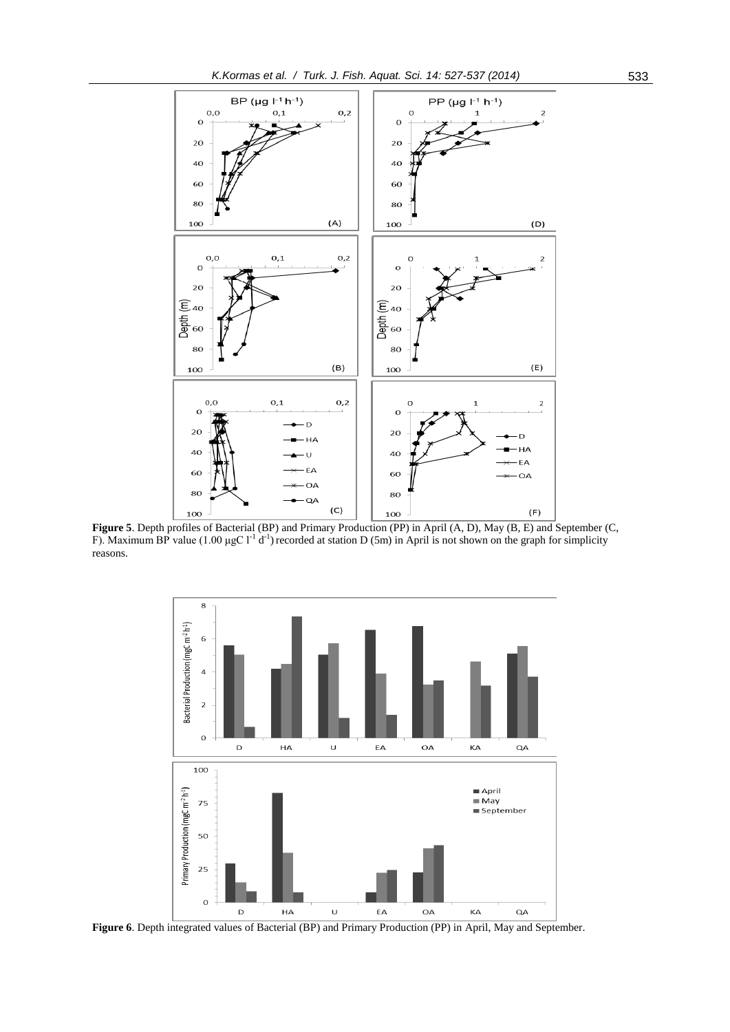**Figure 5**. Depth profiles of Bacterial (BP) and Primary Production (PP) in April (A, D), May (B, E) and September (C, F). Maximum BP value (1.00 μgC $l^{-1}$ $d^{-1}$) recorded at station D (5m) in April is not shown on the graph for simplicity reasons.

**Figure 6**. Depth integrated values of Bacterial (BP) and Primary Production (PP) in April, May and September.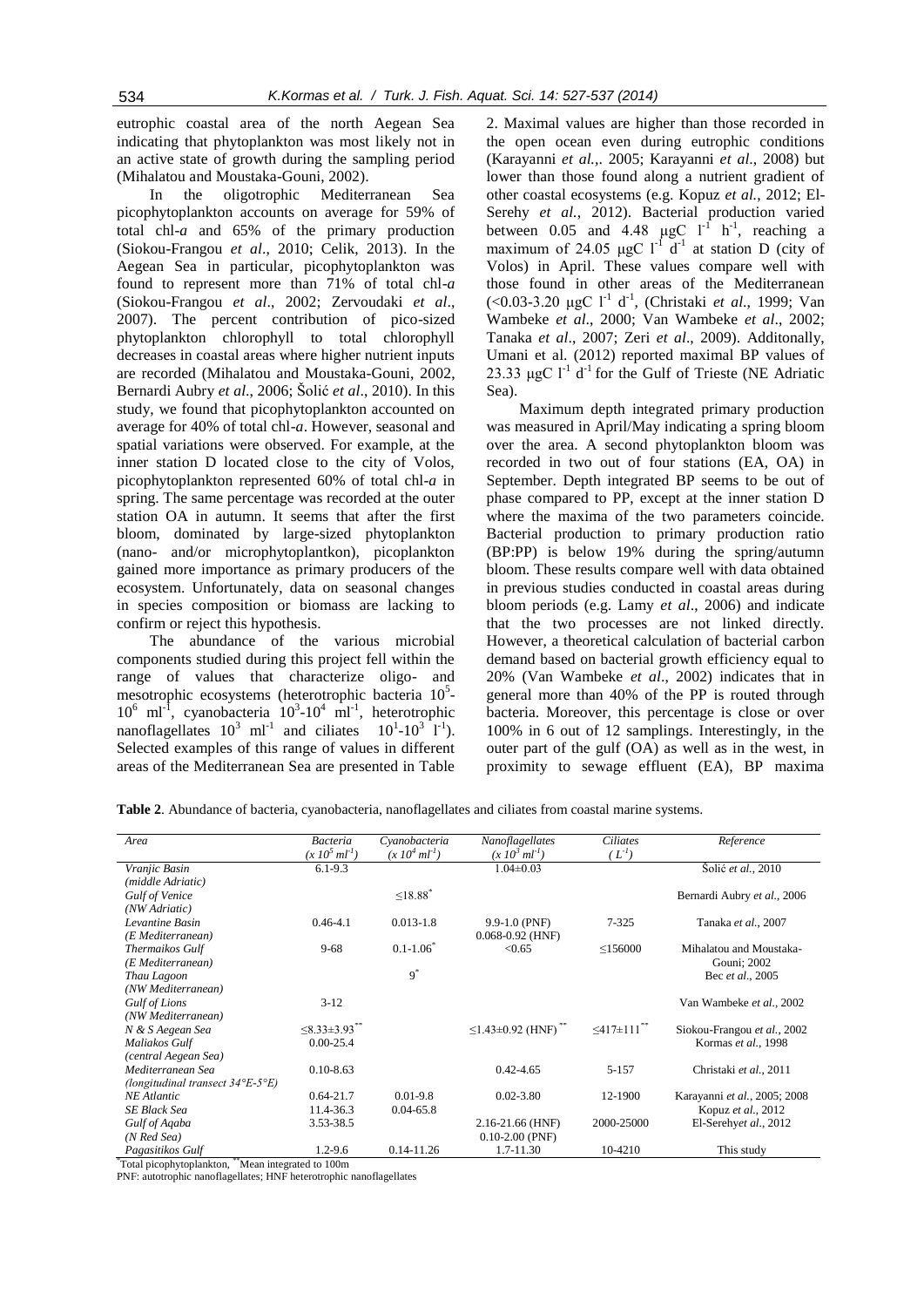eutrophic coastal area of the north Aegean Sea indicating that phytoplankton was most likely not in an active state of growth during the sampling period (Mihalatou and Moustaka-Gouni, 2002).

In the oligotrophic Mediterranean Sea picophytoplankton accounts on average for 59% of total chl-*a* and 65% of the primary production (Siokou-Frangou *et al*., 2010; Celik, 2013). In the Aegean Sea in particular, picophytoplankton was found to represent more than 71% of total chl-*a* (Siokou-Frangou *et al*., 2002; Zervoudaki *et al*., 2007). The percent contribution of pico-sized phytoplankton chlorophyll to total chlorophyll decreases in coastal areas where higher nutrient inputs are recorded (Mihalatou and Moustaka-Gouni, 2002, Bernardi Aubry *et al*., 2006; Šolić *et al*., 2010). In this study, we found that picophytoplankton accounted on average for 40% of total chl-*a*. However, seasonal and spatial variations were observed. For example, at the inner station D located close to the city of Volos, picophytoplankton represented 60% of total chl-*a* in spring. The same percentage was recorded at the outer station OA in autumn. It seems that after the first bloom, dominated by large-sized phytoplankton (nano- and/or microphytoplantkon), picoplankton gained more importance as primary producers of the ecosystem. Unfortunately, data on seasonal changes in species composition or biomass are lacking to confirm or reject this hypothesis.

The abundance of the various microbial components studied during this project fell within the range of values that characterize oligo- and mesotrophic ecosystems (heterotrophic bacteria $10^5$-$10^6$ $ml^{-1}$, cyanobacteria $10^3$-$10^4$ $ml^{-1}$, heterotrophic nanoflagellates $10^3$ $ml^{-1}$ and ciliates $10^1$-$10^3$ $l^{-1}$). Selected examples of this range of values in different areas of the Mediterranean Sea are presented in Table 2. Maximal values are higher than those recorded in the open ocean even during eutrophic conditions (Karayanni *et al*.,. 2005; Karayanni *et al*., 2008) but lower than those found along a nutrient gradient of other coastal ecosystems (e.g. Kopuz *et al.*, 2012; El-Serehy *et al.*, 2012). Bacterial production varied between 0.05 and 4.48 μgC $l^{-1}$ $h^{-1}$, reaching a maximum of 24.05 μgC $l^{-1}$ $d^{-1}$ at station D (city of Volos) in April. These values compare well with those found in other areas of the Mediterranean (<0.03-3.20 μgC $l^{-1}$ $d^{-1}$, (Christaki *et al*., 1999; Van Wambeke *et al*., 2000; Van Wambeke *et al*., 2002; Tanaka *et al*., 2007; Zeri *et al*., 2009). Additonally, Umani et al. (2012) reported maximal BP values of 23.33 μgC $l^{-1}$ $d^{-1}$ for the Gulf of Trieste (NE Adriatic Sea).

Maximum depth integrated primary production was measured in April/May indicating a spring bloom over the area. A second phytoplankton bloom was recorded in two out of four stations (EA, OA) in September. Depth integrated BP seems to be out of phase compared to PP, except at the inner station D where the maxima of the two parameters coincide. Bacterial production to primary production ratio (BP:PP) is below 19% during the spring/autumn bloom. These results compare well with data obtained in previous studies conducted in coastal areas during bloom periods (e.g. Lamy *et al*., 2006) and indicate that the two processes are not linked directly. However, a theoretical calculation of bacterial carbon demand based on bacterial growth efficiency equal to 20% (Van Wambeke *et al*., 2002) indicates that in general more than 40% of the PP is routed through bacteria. Moreover, this percentage is close or over 100% in 6 out of 12 samplings. Interestingly, in the outer part of the gulf (OA) as well as in the west, in proximity to sewage effluent (EA), BP maxima

**Table 2**. Abundance of bacteria, cyanobacteria, nanoflagellates and ciliates from coastal marine systems.

| Area | Bacteria ($x\ 10^5\ ml^{-1}$) | Cyanobacteria ($x\ 10^4\ ml^{-1}$) | Nanoflagellates ($x\ 10^3\ ml^{-1}$) | Ciliates ($L^{-1}$) | Reference |
|---|---|---|---|---|---|
| *Vranjic Basin (middle Adriatic)* | 6.1-9.3 | | 1.04±0.03 | | Šolić *et al.*, 2010 |
| *Gulf of Venice (NW Adriatic)* | | ≤18.88* | | | Bernardi Aubry *et al.*, 2006 |
| *Levantine Basin (E Mediterranean)* | 0.46-4.1 | 0.013-1.8 | 9.9-1.0 (PNF) 0.068-0.92 (HNF) | 7-325 | Tanaka *et al.*, 2007 |
| *Thermaikos Gulf (E Mediterranean)* | 9-68 | 0.1-1.06* | <0.65 | ≤156000 | Mihalatou and Moustaka-Gouni; 2002 |
| *Thau Lagoon (NW Mediterranean)* | | 9* | | | Bec *et al.*, 2005 |
| *Gulf of Lions (NW Mediterranean)* | 3-12 | | | | Van Wambeke *et al.*, 2002 |
| *N & S Aegean Sea* | ≤8.33±3.93** | | ≤1.43±0.92 (HNF)** | ≤417±111** | Siokou-Frangou *et al.*, 2002 |
| *Maliakos Gulf (central Aegean Sea)* | 0.00-25.4 | | | | Kormas *et al.*, 1998 |
| *Mediterranean Sea (longitudinal transect 34°E-5°E)* | 0.10-8.63 | | 0.42-4.65 | 5-157 | Christaki *et al.*, 2011 |
| *NE Atlantic* | 0.64-21.7 | 0.01-9.8 | 0.02-3.80 | 12-1900 | Karayanni *et al.*, 2005; 2008 |
| *SE Black Sea* | 11.4-36.3 | 0.04-65.8 | | | Kopuz *et al.*, 2012 |
| *Gulf of Aqaba (N Red Sea)* | 3.53-38.5 | | 2.16-21.66 (HNF) 0.10-2.00 (PNF) | 2000-25000 | El-Serehyet *al.*, 2012 |
| *Pagasitikos Gulf* | 1.2-9.6 | 0.14-11.26 | 1.7-11.30 | 10-4210 | This study |

*Total picophytoplankton, **Mean integrated to 100m

PNF: autotrophic nanoflagellates; HNF heterotrophic nanoflagellates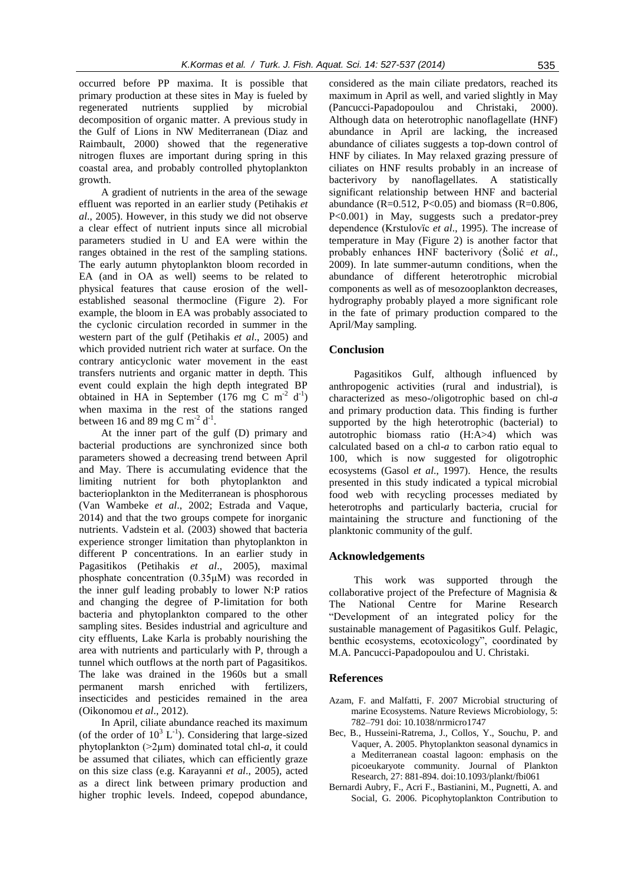occurred before PP maxima. It is possible that primary production at these sites in May is fueled by regenerated nutrients supplied by microbial decomposition of organic matter. A previous study in the Gulf of Lions in NW Mediterranean (Diaz and Raimbault, 2000) showed that the regenerative nitrogen fluxes are important during spring in this coastal area, and probably controlled phytoplankton growth.

A gradient of nutrients in the area of the sewage effluent was reported in an earlier study (Petihakis *et al*., 2005). However, in this study we did not observe a clear effect of nutrient inputs since all microbial parameters studied in U and EA were within the ranges obtained in the rest of the sampling stations. The early autumn phytoplankton bloom recorded in EA (and in OA as well) seems to be related to physical features that cause erosion of the well-established seasonal thermocline (Figure 2). For example, the bloom in EA was probably associated to the cyclonic circulation recorded in summer in the western part of the gulf (Petihakis *et al*., 2005) and which provided nutrient rich water at surface. On the contrary anticyclonic water movement in the east transfers nutrients and organic matter in depth. This event could explain the high depth integrated BP obtained in HA in September (176 mg C $m^{-2}$ $d^{-1}$) when maxima in the rest of the stations ranged between 16 and 89 mg C $m^{-2}$ $d^{-1}$.

At the inner part of the gulf (D) primary and bacterial productions are synchronized since both parameters showed a decreasing trend between April and May. There is accumulating evidence that the limiting nutrient for both phytoplankton and bacterioplankton in the Mediterranean is phosphorous (Van Wambeke *et al*., 2002; Estrada and Vaque, 2014) and that the two groups compete for inorganic nutrients. Vadstein et al. (2003) showed that bacteria experience stronger limitation than phytoplankton in different P concentrations. In an earlier study in Pagasitikos (Petihakis *et al*., 2005), maximal phosphate concentration (0.35μM) was recorded in the inner gulf leading probably to lower N:P ratios and changing the degree of P-limitation for both bacteria and phytoplankton compared to the other sampling sites. Besides industrial and agriculture and city effluents, Lake Karla is probably nourishing the area with nutrients and particularly with P, through a tunnel which outflows at the north part of Pagasitikos. The lake was drained in the 1960s but a small permanent marsh enriched with fertilizers, insecticides and pesticides remained in the area (Oikonomou *et al*., 2012).

In April, ciliate abundance reached its maximum (of the order of $10^3$ $L^{-1}$). Considering that large-sized phytoplankton (>2μm) dominated total chl-*a*, it could be assumed that ciliates, which can efficiently graze on this size class (e.g. Karayanni *et al*., 2005), acted as a direct link between primary production and higher trophic levels. Indeed, copepod abundance, considered as the main ciliate predators, reached its maximum in April as well, and varied slightly in May (Pancucci-Papadopoulou and Christaki, 2000). Although data on heterotrophic nanoflagellate (HNF) abundance in April are lacking, the increased abundance of ciliates suggests a top-down control of HNF by ciliates. In May relaxed grazing pressure of ciliates on HNF results probably in an increase of bacterivory by nanoflagellates. A statistically significant relationship between HNF and bacterial abundance ($R=0.512$, $P<0.05$) and biomass ($R=0.806$, $P<0.001$) in May, suggests such a predator-prey dependence (Krstulovïc *et al*., 1995). The increase of temperature in May (Figure 2) is another factor that probably enhances HNF bacterivory (Šolić *et al*., 2009). In late summer-autumn conditions, when the abundance of different heterotrophic microbial components as well as of mesozooplankton decreases, hydrography probably played a more significant role in the fate of primary production compared to the April/May sampling.

## Conclusion

Pagasitikos Gulf, although influenced by anthropogenic activities (rural and industrial), is characterized as meso-/oligotrophic based on chl-*a* and primary production data. This finding is further supported by the high heterotrophic (bacterial) to autotrophic biomass ratio (H:A>4) which was calculated based on a chl-*a* to carbon ratio equal to 100, which is now suggested for oligotrophic ecosystems (Gasol *et al*., 1997). Hence, the results presented in this study indicated a typical microbial food web with recycling processes mediated by heterotrophs and particularly bacteria, crucial for maintaining the structure and functioning of the planktonic community of the gulf.

## Acknowledgements

This work was supported through the collaborative project of the Prefecture of Magnisia & The National Centre for Marine Research "Development of an integrated policy for the sustainable management of Pagasitikos Gulf. Pelagic, benthic ecosystems, ecotoxicology", coordinated by M.A. Pancucci-Papadopoulou and U. Christaki.

## References

Azam, F. and Malfatti, F. 2007 Microbial structuring of marine Ecosystems. Nature Reviews Microbiology, 5: 782–791 doi: 10.1038/nrmicro1747

Bec, B., Husseini-Ratrema, J., Collos, Y., Souchu, P. and Vaquer, A. 2005. Phytoplankton seasonal dynamics in a Mediterranean coastal lagoon: emphasis on the picoeukaryote community. Journal of Plankton Research, 27: 881-894. doi:10.1093/plankt/fbi061

Bernardi Aubry, F., Acri F., Bastianini, M., Pugnetti, A. and Social, G. 2006. Picophytoplankton Contribution to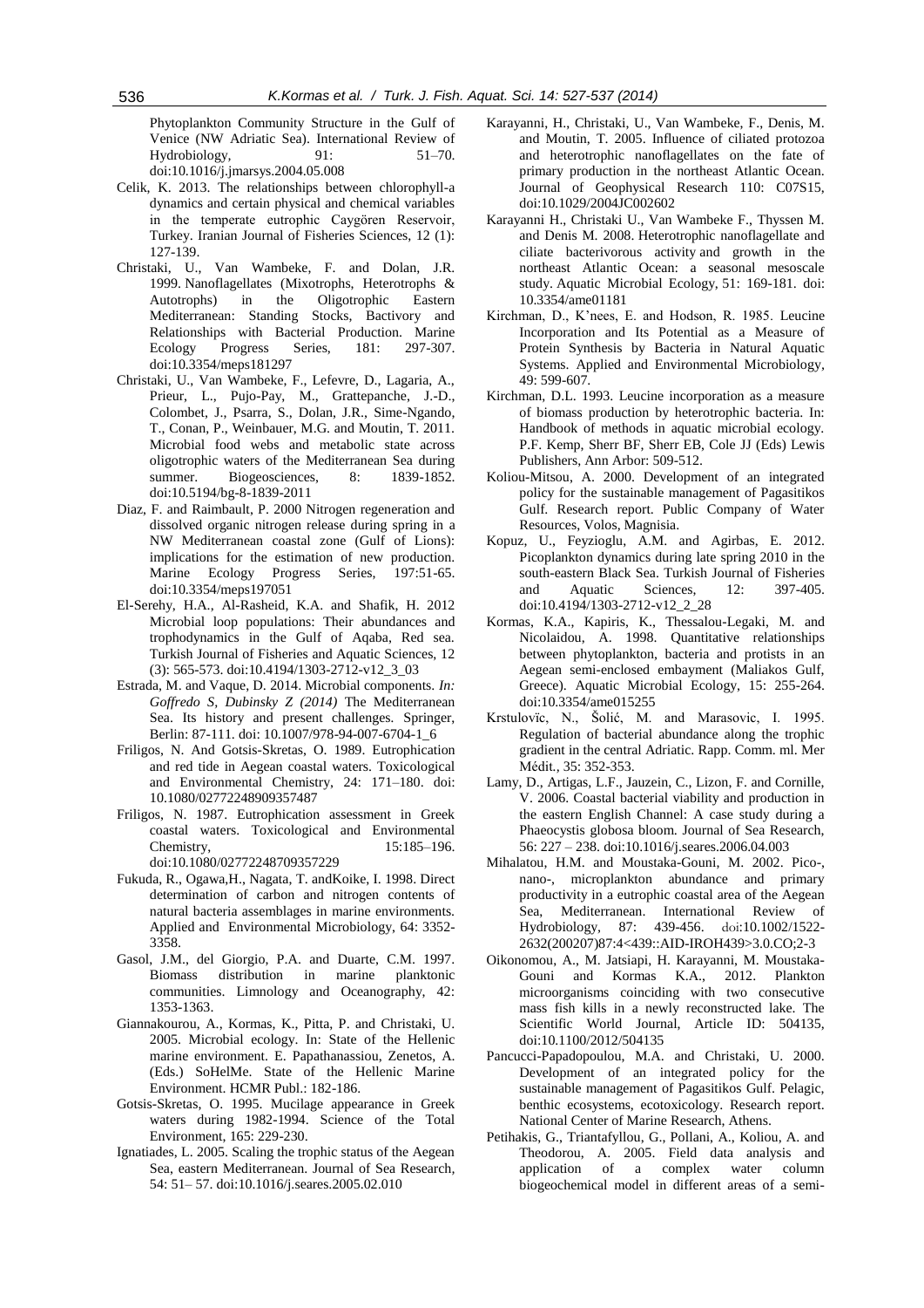Phytoplankton Community Structure in the Gulf of Venice (NW Adriatic Sea). International Review of Hydrobiology, 91: 51–70. doi:10.1016/j.jmarsys.2004.05.008

Celik, K. 2013. The relationships between chlorophyll-a dynamics and certain physical and chemical variables in the temperate eutrophic Caygören Reservoir, Turkey. Iranian Journal of Fisheries Sciences, 12 (1): 127-139.

Christaki, U., Van Wambeke, F. and Dolan, J.R. 1999. Nanoflagellates (Mixotrophs, Heterotrophs & Autotrophs) in the Oligotrophic Eastern Mediterranean: Standing Stocks, Bactivory and Relationships with Bacterial Production. Marine Ecology Progress Series, 181: 297-307. doi:10.3354/meps181297

Christaki, U., Van Wambeke, F., Lefevre, D., Lagaria, A., Prieur, L., Pujo-Pay, M., Grattepanche, J.-D., Colombet, J., Psarra, S., Dolan, J.R., Sime-Ngando, T., Conan, P., Weinbauer, M.G. and Moutin, T. 2011. Microbial food webs and metabolic state across oligotrophic waters of the Mediterranean Sea during summer. Biogeosciences, 8: 1839-1852. doi:10.5194/bg-8-1839-2011

Diaz, F. and Raimbault, P. 2000 Nitrogen regeneration and dissolved organic nitrogen release during spring in a NW Mediterranean coastal zone (Gulf of Lions): implications for the estimation of new production. Marine Ecology Progress Series, 197:51-65. doi:10.3354/meps197051

El-Serehy, H.A., Al-Rasheid, K.A. and Shafik, H. 2012 Microbial loop populations: Their abundances and trophodynamics in the Gulf of Aqaba, Red sea. Turkish Journal of Fisheries and Aquatic Sciences, 12 (3): 565-573. doi:10.4194/1303-2712-v12_3_03

Estrada, M. and Vaque, D. 2014. Microbial components. *In: Goffredo S, Dubinsky Z (2014)* The Mediterranean Sea. Its history and present challenges. Springer, Berlin: 87-111. doi: 10.1007/978-94-007-6704-1_6

Friligos, N. And Gotsis-Skretas, O. 1989. Eutrophication and red tide in Aegean coastal waters. Toxicological and Environmental Chemistry, 24: 171–180. doi: 10.1080/02772248909357487

Friligos, N. 1987. Eutrophication assessment in Greek coastal waters. Toxicological and Environmental Chemistry, 15:185–196. doi:10.1080/02772248709357229

Fukuda, R., Ogawa,H., Nagata, T. andKoike, I. 1998. Direct determination of carbon and nitrogen contents of natural bacteria assemblages in marine environments. Applied and Environmental Microbiology, 64: 3352-3358.

Gasol, J.M., del Giorgio, P.A. and Duarte, C.M. 1997. Biomass distribution in marine planktonic communities. Limnology and Oceanography, 42: 1353-1363.

Giannakourou, A., Kormas, K., Pitta, P. and Christaki, U. 2005. Microbial ecology. In: State of the Hellenic marine environment. E. Papathanassiou, Zenetos, A. (Eds.) SoHelMe. State of the Hellenic Marine Environment. HCMR Publ.: 182-186.

Gotsis-Skretas, O. 1995. Mucilage appearance in Greek waters during 1982-1994. Science of the Total Environment, 165: 229-230.

Ignatiades, L. 2005. Scaling the trophic status of the Aegean Sea, eastern Mediterranean. Journal of Sea Research, 54: 51– 57. doi:10.1016/j.seares.2005.02.010

Karayanni, H., Christaki, U., Van Wambeke, F., Denis, M. and Moutin, T. 2005. Influence of ciliated protozoa and heterotrophic nanoflagellates on the fate of primary production in the northeast Atlantic Ocean. Journal of Geophysical Research 110: C07S15, doi:10.1029/2004JC002602

Karayanni H., Christaki U., Van Wambeke F., Thyssen M. and Denis M. 2008. Heterotrophic nanoflagellate and ciliate bacterivorous activity and growth in the northeast Atlantic Ocean: a seasonal mesoscale study. Aquatic Microbial Ecology, 51: 169-181. doi: 10.3354/ame01181

Kirchman, D., K'nees, E. and Hodson, R. 1985. Leucine Incorporation and Its Potential as a Measure of Protein Synthesis by Bacteria in Natural Aquatic Systems. Applied and Environmental Microbiology, 49: 599-607.

Kirchman, D.L. 1993. Leucine incorporation as a measure of biomass production by heterotrophic bacteria. In: Handbook of methods in aquatic microbial ecology. P.F. Kemp, Sherr BF, Sherr EB, Cole JJ (Eds) Lewis Publishers, Ann Arbor: 509-512.

Koliou-Mitsou, A. 2000. Development of an integrated policy for the sustainable management of Pagasitikos Gulf. Research report. Public Company of Water Resources, Volos, Magnisia.

Kopuz, U., Feyzioglu, A.M. and Agirbas, E. 2012. Picoplankton dynamics during late spring 2010 in the south-eastern Black Sea. Turkish Journal of Fisheries and Aquatic Sciences, 12: 397-405. doi:10.4194/1303-2712-v12_2_28

Kormas, K.A., Kapiris, K., Thessalou-Legaki, M. and Nicolaidou, A. 1998. Quantitative relationships between phytoplankton, bacteria and protists in an Aegean semi-enclosed embayment (Maliakos Gulf, Greece). Aquatic Microbial Ecology, 15: 255-264. doi:10.3354/ame015255

Krstulovïc, N., Šolić, M. and Marasovic, I. 1995. Regulation of bacterial abundance along the trophic gradient in the central Adriatic. Rapp. Comm. ml. Mer Médit., 35: 352-353.

Lamy, D., Artigas, L.F., Jauzein, C., Lizon, F. and Cornille, V. 2006. Coastal bacterial viability and production in the eastern English Channel: A case study during a Phaeocystis globosa bloom. Journal of Sea Research, 56: 227 – 238. doi:10.1016/j.seares.2006.04.003

Mihalatou, H.M. and Moustaka-Gouni, M. 2002. Pico-, nano-, microplankton abundance and primary productivity in a eutrophic coastal area of the Aegean Sea, Mediterranean. International Review of Hydrobiology, 87: 439-456. doi:10.1002/1522-2632(200207)87:4<439::AID-IROH439>3.0.CO;2-3

Oikonomou, A., M. Jatsiapi, H. Karayanni, M. Moustaka-Gouni and Kormas K.A., 2012. Plankton microorganisms coinciding with two consecutive mass fish kills in a newly reconstructed lake. The Scientific World Journal, Article ID: 504135, doi:10.1100/2012/504135

Pancucci-Papadopoulou, M.A. and Christaki, U. 2000. Development of an integrated policy for the sustainable management of Pagasitikos Gulf. Pelagic, benthic ecosystems, ecotoxicology. Research report. National Center of Marine Research, Athens.

Petihakis, G., Triantafyllou, G., Pollani, A., Koliou, A. and Theodorou, A. 2005. Field data analysis and application of a complex water column biogeochemical model in different areas of a semi-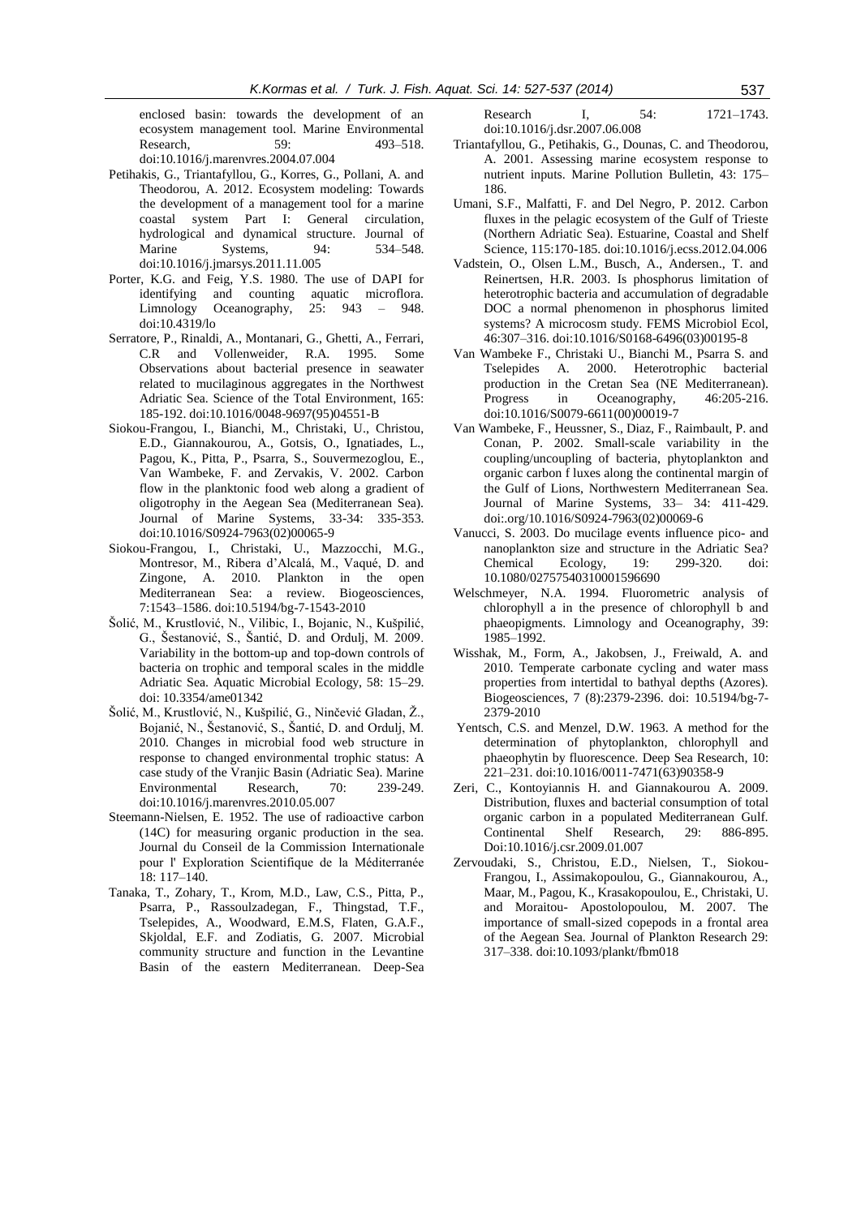enclosed basin: towards the development of an ecosystem management tool. Marine Environmental Research, 59: 493–518. doi:10.1016/j.marenvres.2004.07.004

Petihakis, G., Triantafyllou, G., Korres, G., Pollani, A. and Theodorou, A. 2012. Ecosystem modeling: Towards the development of a management tool for a marine coastal system Part I: General circulation, hydrological and dynamical structure. Journal of Marine Systems, 94: 534–548. doi:10.1016/j.jmarsys.2011.11.005

Porter, K.G. and Feig, Y.S. 1980. The use of DAPI for identifying and counting aquatic microflora. Limnology Oceanography, 25: 943 – 948. doi:10.4319/lo

Serratore, P., Rinaldi, A., Montanari, G., Ghetti, A., Ferrari, C.R and Vollenweider, R.A. 1995. Some Observations about bacterial presence in seawater related to mucilaginous aggregates in the Northwest Adriatic Sea. Science of the Total Environment, 165: 185-192. doi:10.1016/0048-9697(95)04551-B

Siokou-Frangou, I., Bianchi, M., Christaki, U., Christou, E.D., Giannakourou, A., Gotsis, O., Ignatiades, L., Pagou, K., Pitta, P., Psarra, S., Souvermezoglou, E., Van Wambeke, F. and Zervakis, V. 2002. Carbon flow in the planktonic food web along a gradient of oligotrophy in the Aegean Sea (Mediterranean Sea). Journal of Marine Systems, 33-34: 335-353. doi:10.1016/S0924-7963(02)00065-9

Siokou-Frangou, I., Christaki, U., Mazzocchi, M.G., Montresor, M., Ribera d'Alcalá, M., Vaqué, D. and Zingone, A. 2010. Plankton in the open Mediterranean Sea: a review. Biogeosciences, 7:1543–1586. doi:10.5194/bg-7-1543-2010

Šolić, M., Krustlović, N., Vilibic, I., Bojanic, N., Kušpilić, G., Šestanović, S., Šantić, D. and Ordulj, M. 2009. Variability in the bottom-up and top-down controls of bacteria on trophic and temporal scales in the middle Adriatic Sea. Aquatic Microbial Ecology, 58: 15–29. doi: 10.3354/ame01342

Šolić, M., Krustlović, N., Kušpilić, G., Ninčević Gladan, Ž., Bojanić, N., Šestanović, S., Šantić, D. and Ordulj, M. 2010. Changes in microbial food web structure in response to changed environmental trophic status: A case study of the Vranjic Basin (Adriatic Sea). Marine Environmental Research, 70: 239-249. doi:10.1016/j.marenvres.2010.05.007

Steemann-Nielsen, E. 1952. The use of radioactive carbon (14C) for measuring organic production in the sea. Journal du Conseil de la Commission Internationale pour l' Exploration Scientifique de la Méditerranée 18: 117–140.

Tanaka, T., Zohary, T., Krom, M.D., Law, C.S., Pitta, P., Psarra, P., Rassoulzadegan, F., Thingstad, T.F., Tselepides, A., Woodward, E.M.S, Flaten, G.A.F., Skjoldal, E.F. and Zodiatis, G. 2007. Microbial community structure and function in the Levantine Basin of the eastern Mediterranean. Deep-Sea Research I, 54: 1721–1743. doi:10.1016/j.dsr.2007.06.008

Triantafyllou, G., Petihakis, G., Dounas, C. and Theodorou, A. 2001. Assessing marine ecosystem response to nutrient inputs. Marine Pollution Bulletin, 43: 175–186.

Umani, S.F., Malfatti, F. and Del Negro, P. 2012. Carbon fluxes in the pelagic ecosystem of the Gulf of Trieste (Northern Adriatic Sea). Estuarine, Coastal and Shelf Science, 115:170-185. doi:10.1016/j.ecss.2012.04.006

Vadstein, O., Olsen L.M., Busch, A., Andersen., T. and Reinertsen, H.R. 2003. Is phosphorus limitation of heterotrophic bacteria and accumulation of degradable DOC a normal phenomenon in phosphorus limited systems? A microcosm study. FEMS Microbiol Ecol, 46:307–316. doi:10.1016/S0168-6496(03)00195-8

Van Wambeke F., Christaki U., Bianchi M., Psarra S. and Tselepides A. 2000. Heterotrophic bacterial production in the Cretan Sea (NE Mediterranean). Progress in Oceanography, 46:205-216. doi:10.1016/S0079-6611(00)00019-7

Van Wambeke, F., Heussner, S., Diaz, F., Raimbault, P. and Conan, P. 2002. Small-scale variability in the coupling/uncoupling of bacteria, phytoplankton and organic carbon f luxes along the continental margin of the Gulf of Lions, Northwestern Mediterranean Sea. Journal of Marine Systems, 33– 34: 411-429. doi:.org/10.1016/S0924-7963(02)00069-6

Vanucci, S. 2003. Do mucilage events influence pico- and nanoplankton size and structure in the Adriatic Sea? Chemical Ecology, 19: 299-320. doi: 10.1080/02757540310001596690

Welschmeyer, N.A. 1994. Fluorometric analysis of chlorophyll a in the presence of chlorophyll b and phaeopigments. Limnology and Oceanography, 39: 1985–1992.

Wisshak, M., Form, A., Jakobsen, J., Freiwald, A. and 2010. Temperate carbonate cycling and water mass properties from intertidal to bathyal depths (Azores). Biogeosciences, 7 (8):2379-2396. doi: 10.5194/bg-7-2379-2010

Yentsch, C.S. and Menzel, D.W. 1963. A method for the determination of phytoplankton, chlorophyll and phaeophytin by fluorescence. Deep Sea Research, 10: 221–231. doi:10.1016/0011-7471(63)90358-9

Zeri, C., Kontoyiannis H. and Giannakourou A. 2009. Distribution, fluxes and bacterial consumption of total organic carbon in a populated Mediterranean Gulf. Continental Shelf Research, 29: 886-895. Doi:10.1016/j.csr.2009.01.007

Zervoudaki, S., Christou, E.D., Nielsen, T., Siokou-Frangou, I., Assimakopoulou, G., Giannakourou, A., Maar, M., Pagou, K., Krasakopoulou, E., Christaki, U. and Moraitou- Apostolopoulou, M. 2007. The importance of small-sized copepods in a frontal area of the Aegean Sea. Journal of Plankton Research 29: 317–338. doi:10.1093/plankt/fbm018